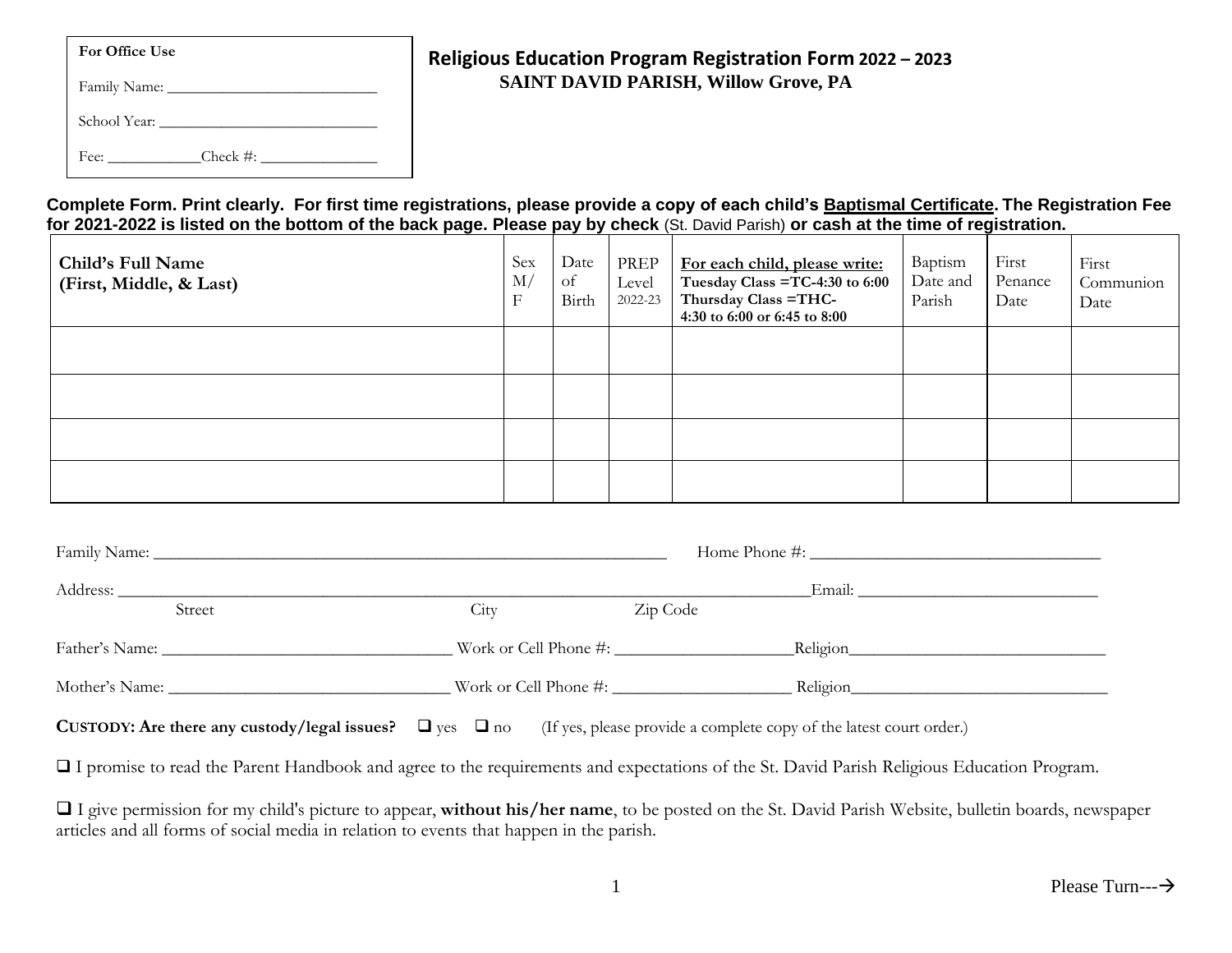| For Office Use |
|---|
| Family Name: ___________________________ |
| School Year: ____________________________ |
| Fee: ____________Check #: _______________ |

# Religious Education Program Registration Form 2022 – 2023

## SAINT DAVID PARISH, Willow Grove, PA

**Complete Form. Print clearly. For first time registrations, please provide a copy of each child's Baptismal Certificate. The Registration Fee for 2021-2022 is listed on the bottom of the back page. Please pay by check** (St. David Parish) **or cash at the time of registration.**

| **Child's Full Name (First, Middle, & Last)** | Sex M/F | Date of Birth | PREP Level 2022-23 | **For each child, please write:** **Tuesday Class =TC-4:30 to 6:00** **Thursday Class =THC- 4:30 to 6:00 or 6:45 to 8:00** | Baptism Date and Parish | First Penance Date | First Communion Date |
|---|---|---|---|---|---|---|---|
| | | | | | | | |
| | | | | | | | |
| | | | | | | | |
| | | | | | | | |

Family Name: ______________________________________________________________ Home Phone #: ___________________________________

Address: ______________________________________________________________________________________Email: _____________________________
Street City Zip Code

Father's Name: _____________________________________ Work or Cell Phone #: ______________________Religion________________________________

Mother's Name: ____________________________________ Work or Cell Phone #: ______________________ Religion________________________________

**CUSTODY: Are there any custody/legal issues?** ❑ yes ❑ no (If yes, please provide a complete copy of the latest court order.)

❑ I promise to read the Parent Handbook and agree to the requirements and expectations of the St. David Parish Religious Education Program.

❑ I give permission for my child's picture to appear, **without his/her name**, to be posted on the St. David Parish Website, bulletin boards, newspaper articles and all forms of social media in relation to events that happen in the parish.

Please Turn---→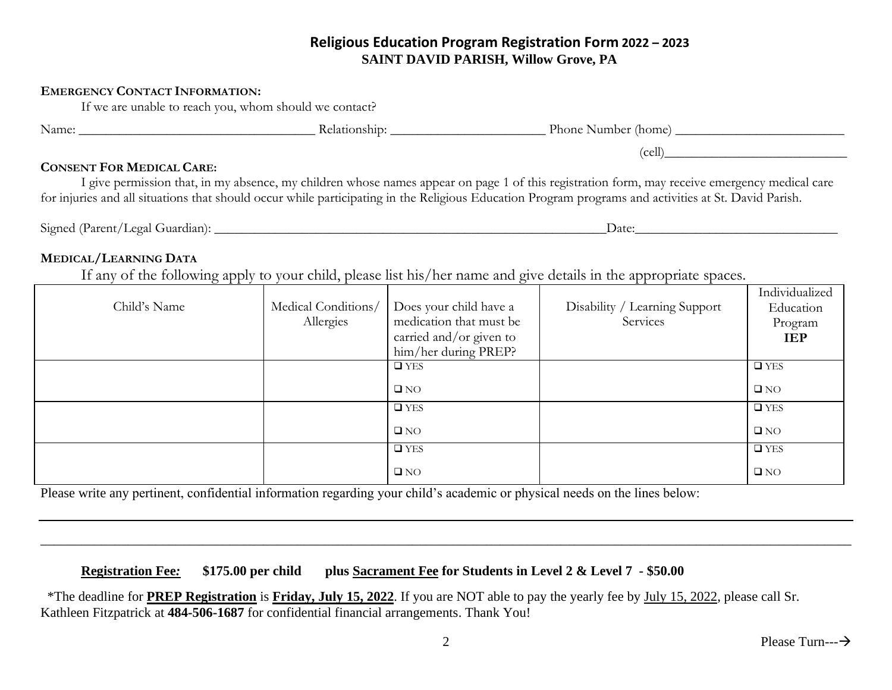# Religious Education Program Registration Form 2022 – 2023

## SAINT DAVID PARISH, Willow Grove, PA

**EMERGENCY CONTACT INFORMATION:**

If we are unable to reach you, whom should we contact?

Name: ___________________________________ Relationship: _______________________ Phone Number (home) _________________________

(cell)___________________________

**CONSENT FOR MEDICAL CARE:**

I give permission that, in my absence, my children whose names appear on page 1 of this registration form, may receive emergency medical care for injuries and all situations that should occur while participating in the Religious Education Program programs and activities at St. David Parish.

Signed (Parent/Legal Guardian): ____________________________________________________________Date:_____________________________

**MEDICAL/LEARNING DATA**

If any of the following apply to your child, please list his/her name and give details in the appropriate spaces.

| Child's Name | Medical Conditions/ Allergies | Does your child have a medication that must be carried and/or given to him/her during PREP? | Disability / Learning Support Services | Individualized Education Program **IEP** |
|---|---|---|---|---|
| | | ❑ YES ❑ NO | | ❑ YES ❑ NO |
| | | ❑ YES ❑ NO | | ❑ YES ❑ NO |
| | | ❑ YES ❑ NO | | ❑ YES ❑ NO |

Please write any pertinent, confidential information regarding your child's academic or physical needs on the lines below:

_____________________________________________________________________________________________________________

_____________________________________________________________________________________________________________

**Registration Fee:** **$175.00 per child** **plus Sacrament Fee for Students in Level 2 & Level 7 - $50.00**

*The deadline for **PREP Registration** is **Friday, July 15, 2022**. If you are NOT able to pay the yearly fee by July 15, 2022, please call Sr. Kathleen Fitzpatrick at **484-506-1687** for confidential financial arrangements. Thank You!

Please Turn---→